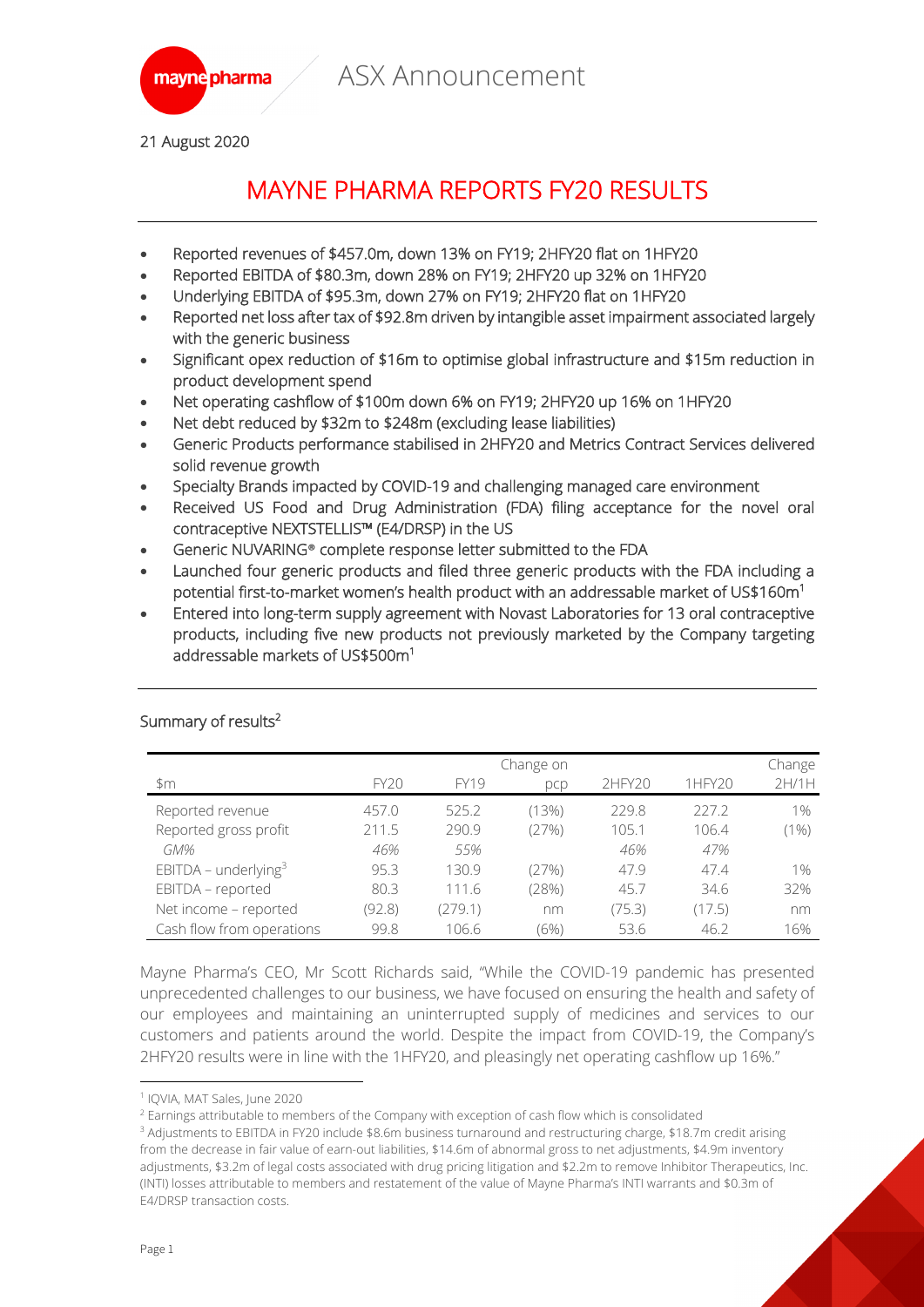ASX Announcement

21 August 2020

# MAYNE PHARMA REPORTS FY20 RESULTS

- Reported revenues of \$457.0m, down 13% on FY19; 2HFY20 flat on 1HFY20
- Reported EBITDA of \$80.3m, down 28% on FY19; 2HFY20 up 32% on 1HFY20
- Underlying EBITDA of \$95.3m, down 27% on FY19; 2HFY20 flat on 1HFY20
- Reported net loss after tax of \$92.8m driven by intangible asset impairment associated largely with the generic business
- Significant opex reduction of \$16m to optimise global infrastructure and \$15m reduction in product development spend
- Net operating cashflow of \$100m down 6% on FY19; 2HFY20 up 16% on 1HFY20
- Net debt reduced by \$32m to \$248m (excluding lease liabilities)
- Generic Products performance stabilised in 2HFY20 and Metrics Contract Services delivered solid revenue growth
- Specialty Brands impacted by COVID-19 and challenging managed care environment
- Received US Food and Drug Administration (FDA) filing acceptance for the novel oral contraceptive NEXTSTELLIS™ (E4/DRSP) in the US
- Generic NUVARING® complete response letter submitted to the FDA
- Launched four generic products and filed three generic products with the FDA including a potential first-to-market women's health product with an addressable market of US\$160m[1]
- Entered into long-term supply agreement with Novast Laboratories for 13 oral contraceptive products, including five new products not previously marketed by the Company targeting addressable markets of US\$500m[1]

## Summary of results[2]

| \$m | FY20 | FY19 | Change on pcp | 2HFY20 | 1HFY20 | Change 2H/1H |
|---|---|---|---|---|---|---|
| Reported revenue | 457.0 | 525.2 | (13%) | 229.8 | 227.2 | 1% |
| Reported gross profit | 211.5 | 290.9 | (27%) | 105.1 | 106.4 | (1%) |
| *GM%* | *46%* | *55%* | | *46%* | *47%* | |
| EBITDA – underlying[3] | 95.3 | 130.9 | (27%) | 47.9 | 47.4 | 1% |
| EBITDA – reported | 80.3 | 111.6 | (28%) | 45.7 | 34.6 | 32% |
| Net income – reported | (92.8) | (279.1) | nm | (75.3) | (17.5) | nm |
| Cash flow from operations | 99.8 | 106.6 | (6%) | 53.6 | 46.2 | 16% |

Mayne Pharma's CEO, Mr Scott Richards said, "While the COVID-19 pandemic has presented unprecedented challenges to our business, we have focused on ensuring the health and safety of our employees and maintaining an uninterrupted supply of medicines and services to our customers and patients around the world. Despite the impact from COVID-19, the Company's 2HFY20 results were in line with the 1HFY20, and pleasingly net operating cashflow up 16%."

[1] IQVIA, MAT Sales, June 2020

[2] Earnings attributable to members of the Company with exception of cash flow which is consolidated

[3] Adjustments to EBITDA in FY20 include \$8.6m business turnaround and restructuring charge, \$18.7m credit arising from the decrease in fair value of earn-out liabilities, \$14.6m of abnormal gross to net adjustments, \$4.9m inventory adjustments, \$3.2m of legal costs associated with drug pricing litigation and \$2.2m to remove Inhibitor Therapeutics, Inc. (INTI) losses attributable to members and restatement of the value of Mayne Pharma's INTI warrants and \$0.3m of E4/DRSP transaction costs.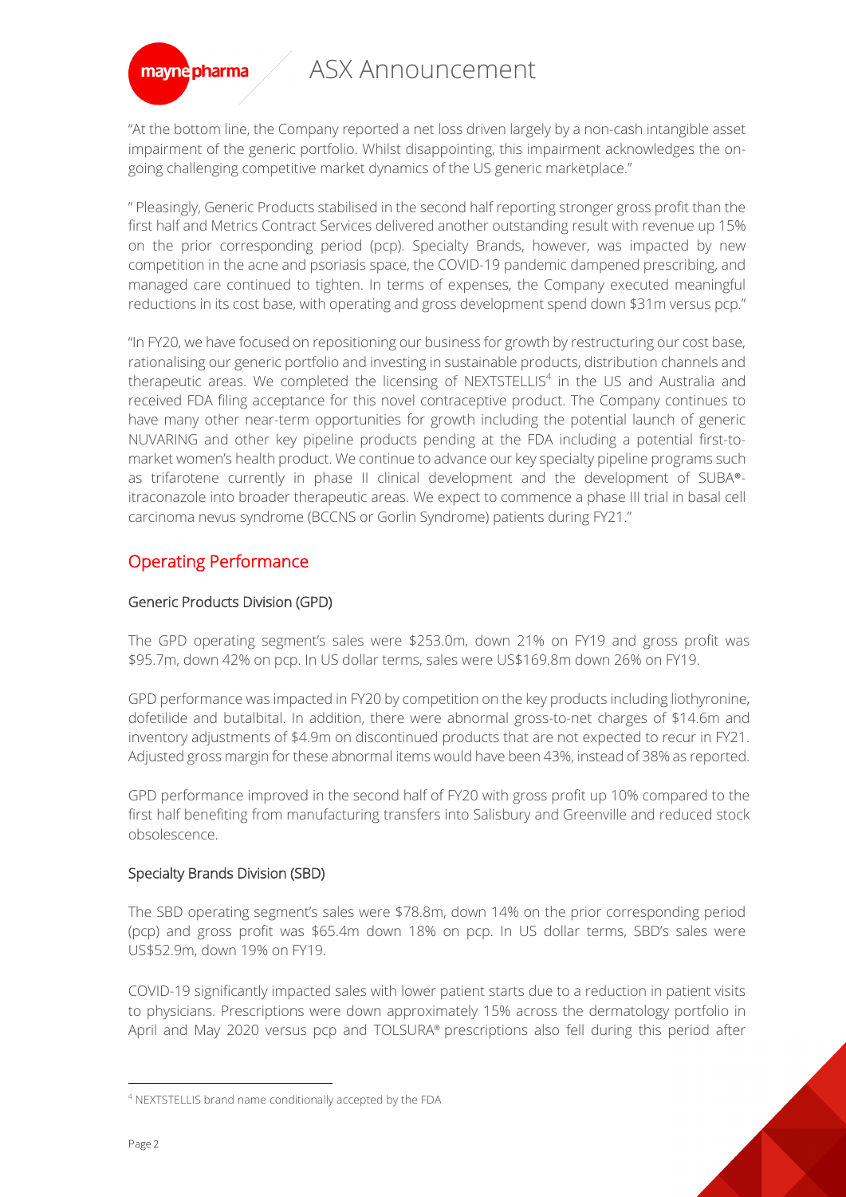"At the bottom line, the Company reported a net loss driven largely by a non-cash intangible asset impairment of the generic portfolio. Whilst disappointing, this impairment acknowledges the on-going challenging competitive market dynamics of the US generic marketplace."

" Pleasingly, Generic Products stabilised in the second half reporting stronger gross profit than the first half and Metrics Contract Services delivered another outstanding result with revenue up 15% on the prior corresponding period (pcp). Specialty Brands, however, was impacted by new competition in the acne and psoriasis space, the COVID-19 pandemic dampened prescribing, and managed care continued to tighten. In terms of expenses, the Company executed meaningful reductions in its cost base, with operating and gross development spend down $31m versus pcp."

"In FY20, we have focused on repositioning our business for growth by restructuring our cost base, rationalising our generic portfolio and investing in sustainable products, distribution channels and therapeutic areas. We completed the licensing of NEXTSTELLIS[4] in the US and Australia and received FDA filing acceptance for this novel contraceptive product. The Company continues to have many other near-term opportunities for growth including the potential launch of generic NUVARING and other key pipeline products pending at the FDA including a potential first-to-market women's health product. We continue to advance our key specialty pipeline programs such as trifarotene currently in phase II clinical development and the development of SUBA®-itraconazole into broader therapeutic areas. We expect to commence a phase III trial in basal cell carcinoma nevus syndrome (BCCNS or Gorlin Syndrome) patients during FY21."

## Operating Performance

### Generic Products Division (GPD)

The GPD operating segment's sales were $253.0m, down 21% on FY19 and gross profit was $95.7m, down 42% on pcp. In US dollar terms, sales were US$169.8m down 26% on FY19.

GPD performance was impacted in FY20 by competition on the key products including liothyronine, dofetilide and butalbital. In addition, there were abnormal gross-to-net charges of $14.6m and inventory adjustments of $4.9m on discontinued products that are not expected to recur in FY21. Adjusted gross margin for these abnormal items would have been 43%, instead of 38% as reported.

GPD performance improved in the second half of FY20 with gross profit up 10% compared to the first half benefiting from manufacturing transfers into Salisbury and Greenville and reduced stock obsolescence.

### Specialty Brands Division (SBD)

The SBD operating segment's sales were $78.8m, down 14% on the prior corresponding period (pcp) and gross profit was $65.4m down 18% on pcp. In US dollar terms, SBD's sales were US$52.9m, down 19% on FY19.

COVID-19 significantly impacted sales with lower patient starts due to a reduction in patient visits to physicians. Prescriptions were down approximately 15% across the dermatology portfolio in April and May 2020 versus pcp and TOLSURA® prescriptions also fell during this period after

---

[4] NEXTSTELLIS brand name conditionally accepted by the FDA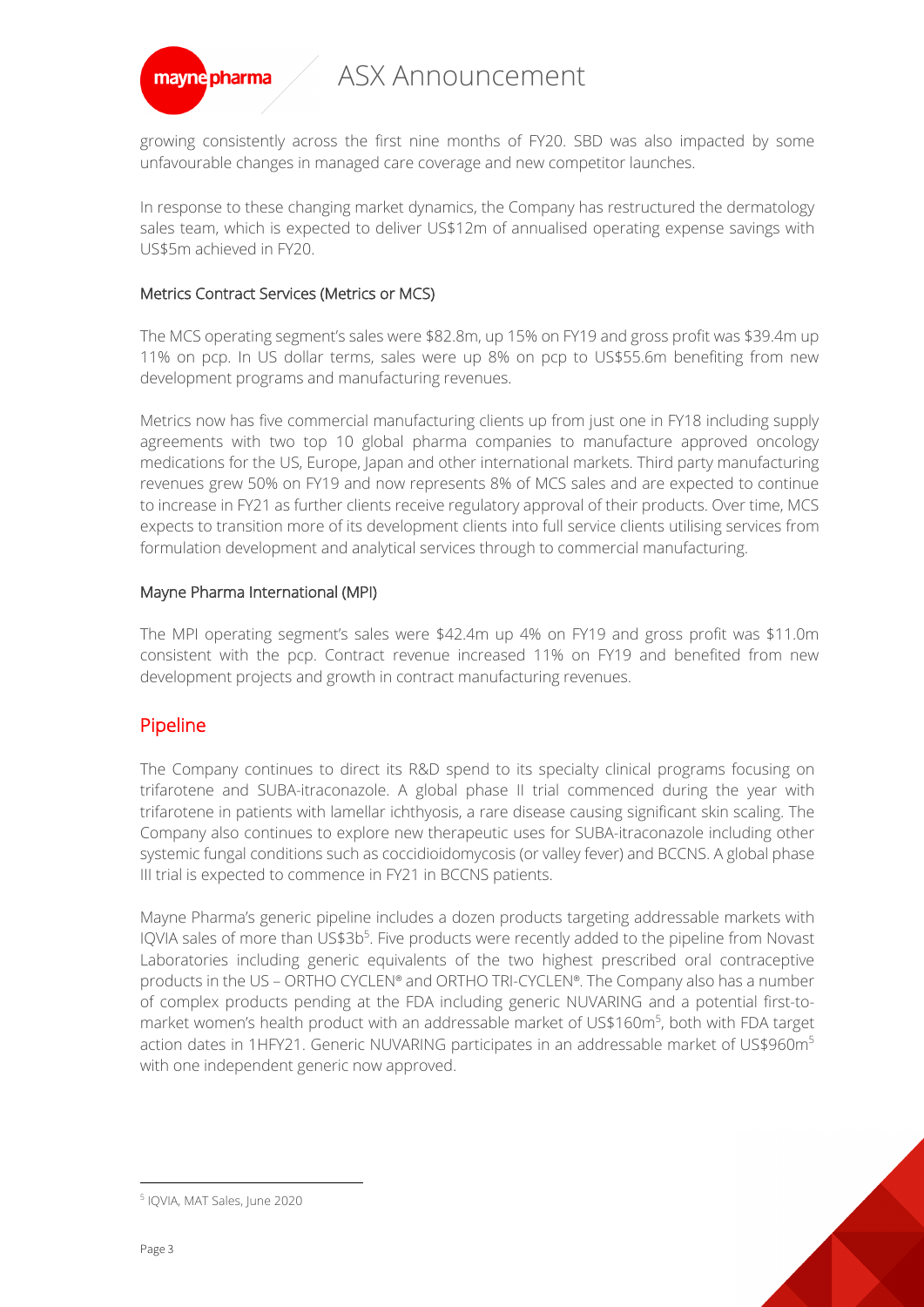growing consistently across the first nine months of FY20. SBD was also impacted by some unfavourable changes in managed care coverage and new competitor launches.

In response to these changing market dynamics, the Company has restructured the dermatology sales team, which is expected to deliver US$12m of annualised operating expense savings with US$5m achieved in FY20.

### Metrics Contract Services (Metrics or MCS)

The MCS operating segment's sales were $82.8m, up 15% on FY19 and gross profit was $39.4m up 11% on pcp. In US dollar terms, sales were up 8% on pcp to US$55.6m benefiting from new development programs and manufacturing revenues.

Metrics now has five commercial manufacturing clients up from just one in FY18 including supply agreements with two top 10 global pharma companies to manufacture approved oncology medications for the US, Europe, Japan and other international markets. Third party manufacturing revenues grew 50% on FY19 and now represents 8% of MCS sales and are expected to continue to increase in FY21 as further clients receive regulatory approval of their products. Over time, MCS expects to transition more of its development clients into full service clients utilising services from formulation development and analytical services through to commercial manufacturing.

### Mayne Pharma International (MPI)

The MPI operating segment's sales were $42.4m up 4% on FY19 and gross profit was $11.0m consistent with the pcp. Contract revenue increased 11% on FY19 and benefited from new development projects and growth in contract manufacturing revenues.

## Pipeline

The Company continues to direct its R&D spend to its specialty clinical programs focusing on trifarotene and SUBA-itraconazole. A global phase II trial commenced during the year with trifarotene in patients with lamellar ichthyosis, a rare disease causing significant skin scaling. The Company also continues to explore new therapeutic uses for SUBA-itraconazole including other systemic fungal conditions such as coccidioidomycosis (or valley fever) and BCCNS. A global phase III trial is expected to commence in FY21 in BCCNS patients.

Mayne Pharma's generic pipeline includes a dozen products targeting addressable markets with IQVIA sales of more than US$3b[5]. Five products were recently added to the pipeline from Novast Laboratories including generic equivalents of the two highest prescribed oral contraceptive products in the US – ORTHO CYCLEN® and ORTHO TRI-CYCLEN®. The Company also has a number of complex products pending at the FDA including generic NUVARING and a potential first-to-market women's health product with an addressable market of US$160m[5], both with FDA target action dates in 1HFY21. Generic NUVARING participates in an addressable market of US$960m[5] with one independent generic now approved.

---

[5] IQVIA, MAT Sales, June 2020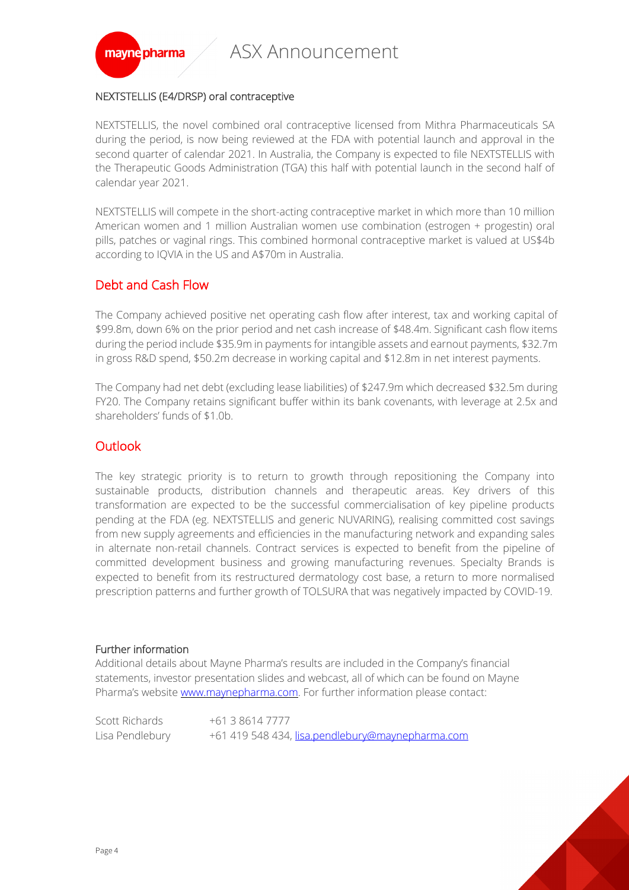#### NEXTSTELLIS (E4/DRSP) oral contraceptive

NEXTSTELLIS, the novel combined oral contraceptive licensed from Mithra Pharmaceuticals SA during the period, is now being reviewed at the FDA with potential launch and approval in the second quarter of calendar 2021. In Australia, the Company is expected to file NEXTSTELLIS with the Therapeutic Goods Administration (TGA) this half with potential launch in the second half of calendar year 2021.

NEXTSTELLIS will compete in the short-acting contraceptive market in which more than 10 million American women and 1 million Australian women use combination (estrogen + progestin) oral pills, patches or vaginal rings. This combined hormonal contraceptive market is valued at US$4b according to IQVIA in the US and A$70m in Australia.

## Debt and Cash Flow

The Company achieved positive net operating cash flow after interest, tax and working capital of $99.8m, down 6% on the prior period and net cash increase of $48.4m. Significant cash flow items during the period include $35.9m in payments for intangible assets and earnout payments, $32.7m in gross R&D spend, $50.2m decrease in working capital and $12.8m in net interest payments.

The Company had net debt (excluding lease liabilities) of $247.9m which decreased $32.5m during FY20. The Company retains significant buffer within its bank covenants, with leverage at 2.5x and shareholders' funds of $1.0b.

## Outlook

The key strategic priority is to return to growth through repositioning the Company into sustainable products, distribution channels and therapeutic areas. Key drivers of this transformation are expected to be the successful commercialisation of key pipeline products pending at the FDA (eg. NEXTSTELLIS and generic NUVARING), realising committed cost savings from new supply agreements and efficiencies in the manufacturing network and expanding sales in alternate non-retail channels. Contract services is expected to benefit from the pipeline of committed development business and growing manufacturing revenues. Specialty Brands is expected to benefit from its restructured dermatology cost base, a return to more normalised prescription patterns and further growth of TOLSURA that was negatively impacted by COVID-19.

#### Further information

Additional details about Mayne Pharma's results are included in the Company's financial statements, investor presentation slides and webcast, all of which can be found on Mayne Pharma's website www.maynepharma.com. For further information please contact:

| | |
|---|---|
| Scott Richards | +61 3 8614 7777 |
| Lisa Pendlebury | +61 419 548 434, lisa.pendlebury@maynepharma.com |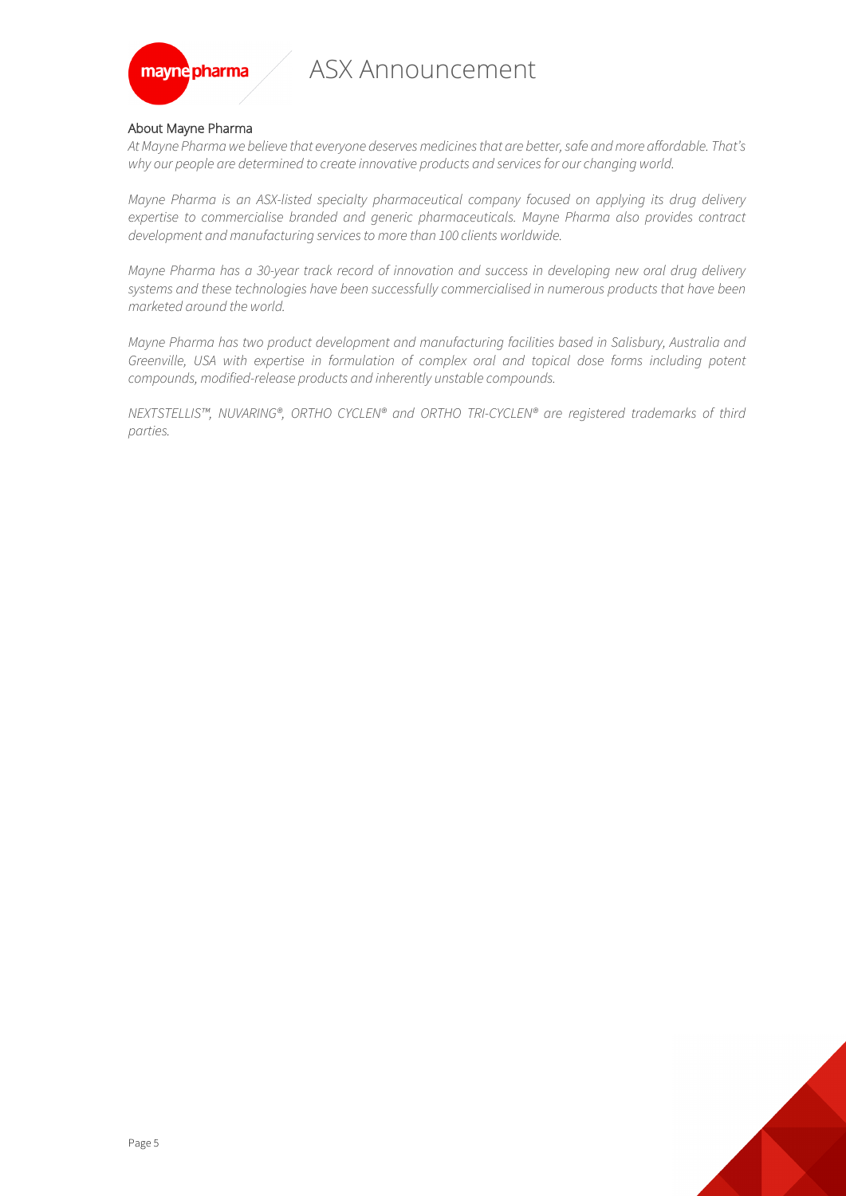## About Mayne Pharma

*At Mayne Pharma we believe that everyone deserves medicines that are better, safe and more affordable. That's why our people are determined to create innovative products and services for our changing world.*

*Mayne Pharma is an ASX-listed specialty pharmaceutical company focused on applying its drug delivery expertise to commercialise branded and generic pharmaceuticals. Mayne Pharma also provides contract development and manufacturing services to more than 100 clients worldwide.*

*Mayne Pharma has a 30-year track record of innovation and success in developing new oral drug delivery systems and these technologies have been successfully commercialised in numerous products that have been marketed around the world.*

*Mayne Pharma has two product development and manufacturing facilities based in Salisbury, Australia and Greenville, USA with expertise in formulation of complex oral and topical dose forms including potent compounds, modified-release products and inherently unstable compounds.*

*NEXTSTELLIS™, NUVARING®, ORTHO CYCLEN® and ORTHO TRI-CYCLEN® are registered trademarks of third parties.*